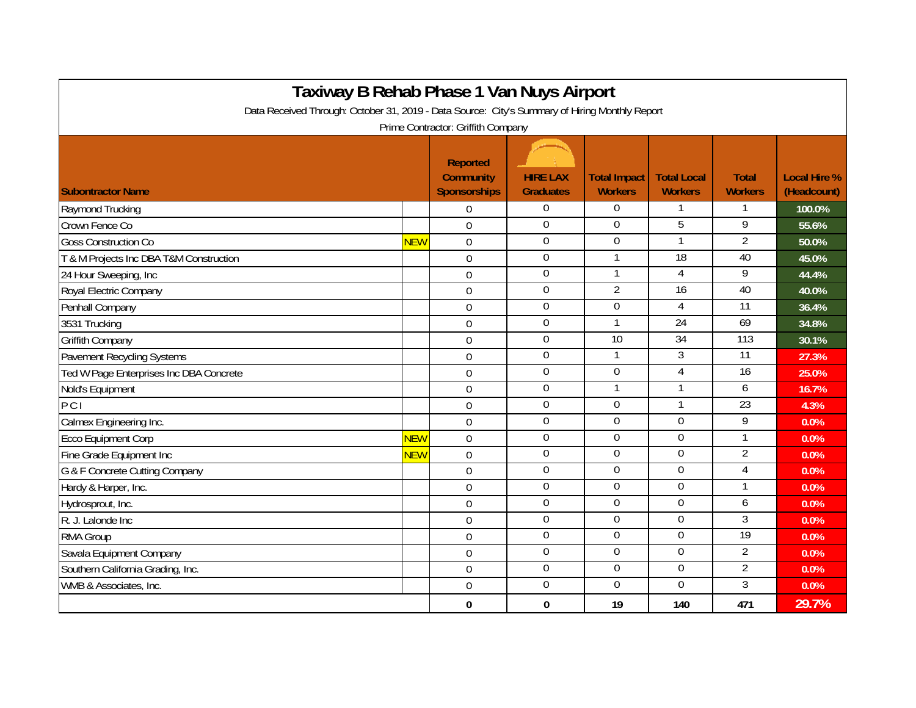# Taxiway B Rehab Phase 1 Van Nuys Airport

Data Received Through: October 31, 2019 - Data Source: City's Summary of Hiring Monthly Report

Prime Contractor: Griffith Company

| Subontractor Name | | Reported Community Sponsorships | HIRE LAX Graduates | Total Impact Workers | Total Local Workers | Total Workers | Local Hire % (Headcount) |
|---|---|---|---|---|---|---|---|
| Raymond Trucking | | 0 | 0 | 0 | 1 | 1 | 100.0% |
| Crown Fence Co | | 0 | 0 | 0 | 5 | 9 | 55.6% |
| Goss Construction Co | NEW | 0 | 0 | 0 | 1 | 2 | 50.0% |
| T & M Projects Inc DBA T&M Construction | | 0 | 0 | 1 | 18 | 40 | 45.0% |
| 24 Hour Sweeping, Inc | | 0 | 0 | 1 | 4 | 9 | 44.4% |
| Royal Electric Company | | 0 | 0 | 2 | 16 | 40 | 40.0% |
| Penhall Company | | 0 | 0 | 0 | 4 | 11 | 36.4% |
| 3531 Trucking | | 0 | 0 | 1 | 24 | 69 | 34.8% |
| Griffith Company | | 0 | 0 | 10 | 34 | 113 | 30.1% |
| Pavement Recycling Systems | | 0 | 0 | 1 | 3 | 11 | 27.3% |
| Ted W Page Enterprises Inc DBA Concrete | | 0 | 0 | 0 | 4 | 16 | 25.0% |
| Nold's Equipment | | 0 | 0 | 1 | 1 | 6 | 16.7% |
| P C I | | 0 | 0 | 0 | 1 | 23 | 4.3% |
| Calmex Engineering Inc. | | 0 | 0 | 0 | 0 | 9 | 0.0% |
| Ecco Equipment Corp | NEW | 0 | 0 | 0 | 0 | 1 | 0.0% |
| Fine Grade Equipment Inc | NEW | 0 | 0 | 0 | 0 | 2 | 0.0% |
| G & F Concrete Cutting Company | | 0 | 0 | 0 | 0 | 4 | 0.0% |
| Hardy & Harper, Inc. | | 0 | 0 | 0 | 0 | 1 | 0.0% |
| Hydrosprout, Inc. | | 0 | 0 | 0 | 0 | 6 | 0.0% |
| R. J. Lalonde Inc | | 0 | 0 | 0 | 0 | 3 | 0.0% |
| RMA Group | | 0 | 0 | 0 | 0 | 19 | 0.0% |
| Savala Equipment Company | | 0 | 0 | 0 | 0 | 2 | 0.0% |
| Southern California Grading, Inc. | | 0 | 0 | 0 | 0 | 2 | 0.0% |
| WMB & Associates, Inc. | | 0 | 0 | 0 | 0 | 3 | 0.0% |
| | | **0** | **0** | **19** | **140** | **471** | **29.7%** |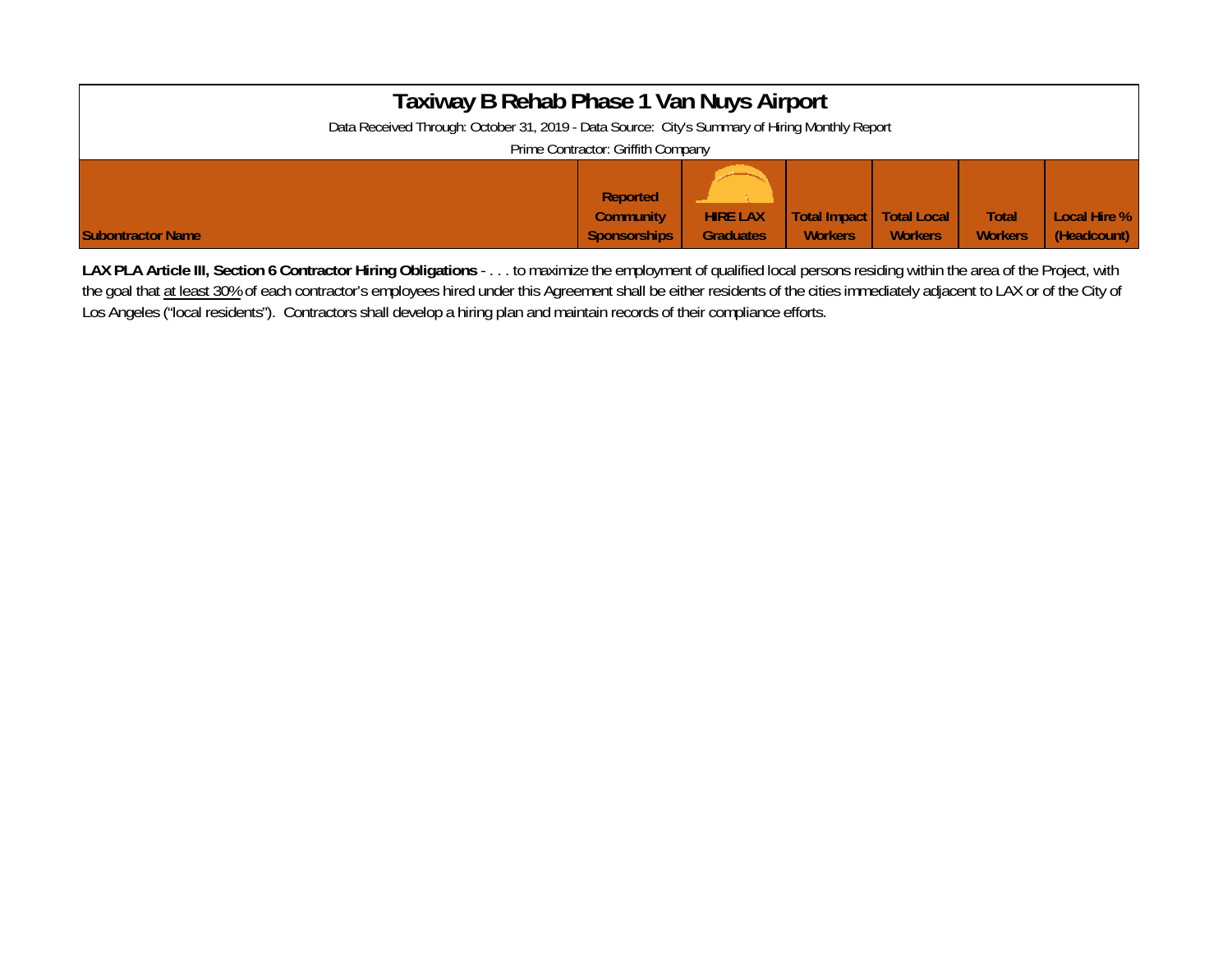# Taxiway B Rehab Phase 1 Van Nuys Airport

Data Received Through: October 31, 2019 - Data Source: City's Summary of Hiring Monthly Report

Prime Contractor: Griffith Company

| Subontractor Name | Reported Community Sponsorships | HIRE LAX Graduates | Total Impact Workers | Total Local Workers | Total Workers | Local Hire % (Headcount) |
|---|---|---|---|---|---|---|

**LAX PLA Article III, Section 6 Contractor Hiring Obligations** - . . . to maximize the employment of qualified local persons residing within the area of the Project, with the goal that at least 30% of each contractor's employees hired under this Agreement shall be either residents of the cities immediately adjacent to LAX or of the City of Los Angeles ("local residents"). Contractors shall develop a hiring plan and maintain records of their compliance efforts.